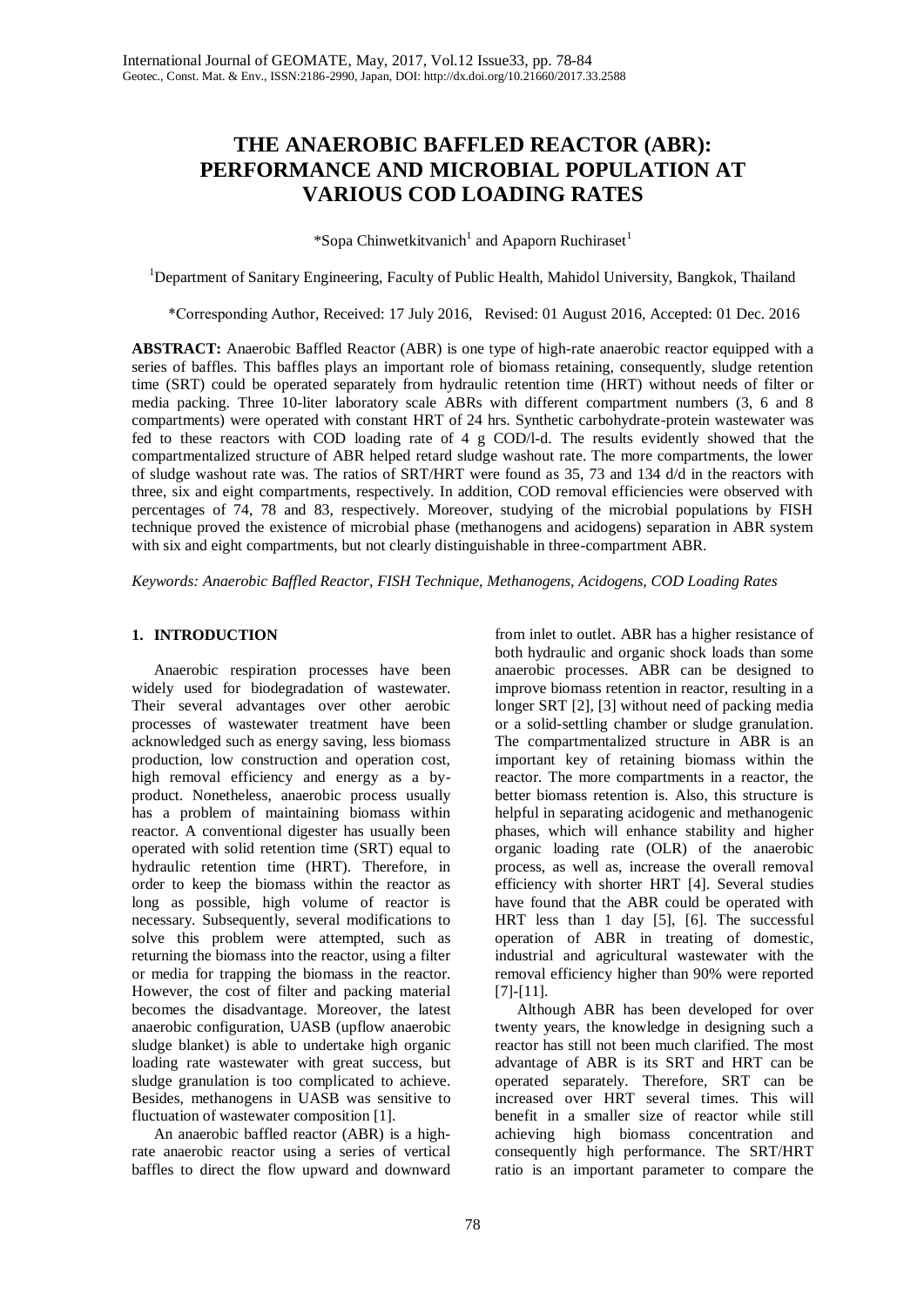# THE ANAEROBIC BAFFLED REACTOR (ABR): PERFORMANCE AND MICROBIAL POPULATION AT VARIOUS COD LOADING RATES

*Sopa Chinwetkitvanich[1] and Apaporn Ruchiraset[1]

[1]Department of Sanitary Engineering, Faculty of Public Health, Mahidol University, Bangkok, Thailand

*Corresponding Author, Received: 17 July 2016, Revised: 01 August 2016, Accepted: 01 Dec. 2016

**ABSTRACT:** Anaerobic Baffled Reactor (ABR) is one type of high-rate anaerobic reactor equipped with a series of baffles. This baffles plays an important role of biomass retaining, consequently, sludge retention time (SRT) could be operated separately from hydraulic retention time (HRT) without needs of filter or media packing. Three 10-liter laboratory scale ABRs with different compartment numbers (3, 6 and 8 compartments) were operated with constant HRT of 24 hrs. Synthetic carbohydrate-protein wastewater was fed to these reactors with COD loading rate of 4 g COD/l-d. The results evidently showed that the compartmentalized structure of ABR helped retard sludge washout rate. The more compartments, the lower of sludge washout rate was. The ratios of SRT/HRT were found as 35, 73 and 134 d/d in the reactors with three, six and eight compartments, respectively. In addition, COD removal efficiencies were observed with percentages of 74, 78 and 83, respectively. Moreover, studying of the microbial populations by FISH technique proved the existence of microbial phase (methanogens and acidogens) separation in ABR system with six and eight compartments, but not clearly distinguishable in three-compartment ABR.

*Keywords: Anaerobic Baffled Reactor, FISH Technique, Methanogens, Acidogens, COD Loading Rates*

## 1. INTRODUCTION

Anaerobic respiration processes have been widely used for biodegradation of wastewater. Their several advantages over other aerobic processes of wastewater treatment have been acknowledged such as energy saving, less biomass production, low construction and operation cost, high removal efficiency and energy as a by-product. Nonetheless, anaerobic process usually has a problem of maintaining biomass within reactor. A conventional digester has usually been operated with solid retention time (SRT) equal to hydraulic retention time (HRT). Therefore, in order to keep the biomass within the reactor as long as possible, high volume of reactor is necessary. Subsequently, several modifications to solve this problem were attempted, such as returning the biomass into the reactor, using a filter or media for trapping the biomass in the reactor. However, the cost of filter and packing material becomes the disadvantage. Moreover, the latest anaerobic configuration, UASB (upflow anaerobic sludge blanket) is able to undertake high organic loading rate wastewater with great success, but sludge granulation is too complicated to achieve. Besides, methanogens in UASB was sensitive to fluctuation of wastewater composition [1].

An anaerobic baffled reactor (ABR) is a high-rate anaerobic reactor using a series of vertical baffles to direct the flow upward and downward from inlet to outlet. ABR has a higher resistance of both hydraulic and organic shock loads than some anaerobic processes. ABR can be designed to improve biomass retention in reactor, resulting in a longer SRT [2], [3] without need of packing media or a solid-settling chamber or sludge granulation. The compartmentalized structure in ABR is an important key of retaining biomass within the reactor. The more compartments in a reactor, the better biomass retention is. Also, this structure is helpful in separating acidogenic and methanogenic phases, which will enhance stability and higher organic loading rate (OLR) of the anaerobic process, as well as, increase the overall removal efficiency with shorter HRT [4]. Several studies have found that the ABR could be operated with HRT less than 1 day [5], [6]. The successful operation of ABR in treating of domestic, industrial and agricultural wastewater with the removal efficiency higher than 90% were reported [7]-[11].

Although ABR has been developed for over twenty years, the knowledge in designing such a reactor has still not been much clarified. The most advantage of ABR is its SRT and HRT can be operated separately. Therefore, SRT can be increased over HRT several times. This will benefit in a smaller size of reactor while still achieving high biomass concentration and consequently high performance. The SRT/HRT ratio is an important parameter to compare the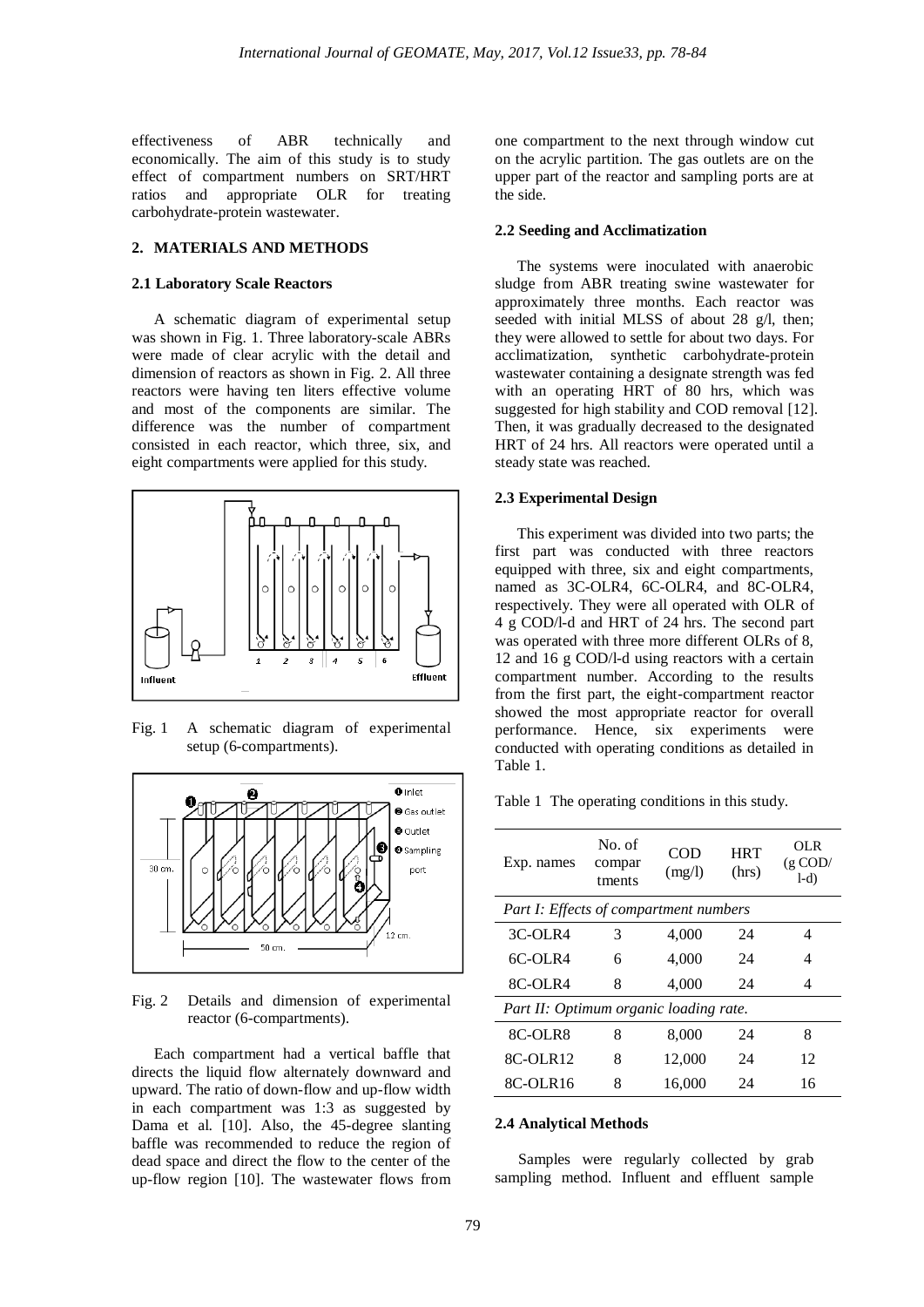effectiveness of ABR technically and economically. The aim of this study is to study effect of compartment numbers on SRT/HRT ratios and appropriate OLR for treating carbohydrate-protein wastewater.

## 2. MATERIALS AND METHODS

### 2.1 Laboratory Scale Reactors

A schematic diagram of experimental setup was shown in Fig. 1. Three laboratory-scale ABRs were made of clear acrylic with the detail and dimension of reactors as shown in Fig. 2. All three reactors were having ten liters effective volume and most of the components are similar. The difference was the number of compartment consisted in each reactor, which three, six, and eight compartments were applied for this study.

Fig. 1 A schematic diagram of experimental setup (6-compartments).

Fig. 2 Details and dimension of experimental reactor (6-compartments).

Each compartment had a vertical baffle that directs the liquid flow alternately downward and upward. The ratio of down-flow and up-flow width in each compartment was 1:3 as suggested by Dama et al. [10]. Also, the 45-degree slanting baffle was recommended to reduce the region of dead space and direct the flow to the center of the up-flow region [10]. The wastewater flows from one compartment to the next through window cut on the acrylic partition. The gas outlets are on the upper part of the reactor and sampling ports are at the side.

### 2.2 Seeding and Acclimatization

The systems were inoculated with anaerobic sludge from ABR treating swine wastewater for approximately three months. Each reactor was seeded with initial MLSS of about 28 g/l, then; they were allowed to settle for about two days. For acclimatization, synthetic carbohydrate-protein wastewater containing a designate strength was fed with an operating HRT of 80 hrs, which was suggested for high stability and COD removal [12]. Then, it was gradually decreased to the designated HRT of 24 hrs. All reactors were operated until a steady state was reached.

### 2.3 Experimental Design

This experiment was divided into two parts; the first part was conducted with three reactors equipped with three, six and eight compartments, named as 3C-OLR4, 6C-OLR4, and 8C-OLR4, respectively. They were all operated with OLR of 4 g COD/l-d and HRT of 24 hrs. The second part was operated with three more different OLRs of 8, 12 and 16 g COD/l-d using reactors with a certain compartment number. According to the results from the first part, the eight-compartment reactor showed the most appropriate reactor for overall performance. Hence, six experiments were conducted with operating conditions as detailed in Table 1.

Table 1 The operating conditions in this study.

| Exp. names | No. of compartments | COD (mg/l) | HRT (hrs) | OLR (g COD/ l-d) |
|---|---|---|---|---|
| *Part I: Effects of compartment numbers* | | | | |
| 3C-OLR4 | 3 | 4,000 | 24 | 4 |
| 6C-OLR4 | 6 | 4,000 | 24 | 4 |
| 8C-OLR4 | 8 | 4,000 | 24 | 4 |
| *Part II: Optimum organic loading rate.* | | | | |
| 8C-OLR8 | 8 | 8,000 | 24 | 8 |
| 8C-OLR12 | 8 | 12,000 | 24 | 12 |
| 8C-OLR16 | 8 | 16,000 | 24 | 16 |

### 2.4 Analytical Methods

Samples were regularly collected by grab sampling method. Influent and effluent sample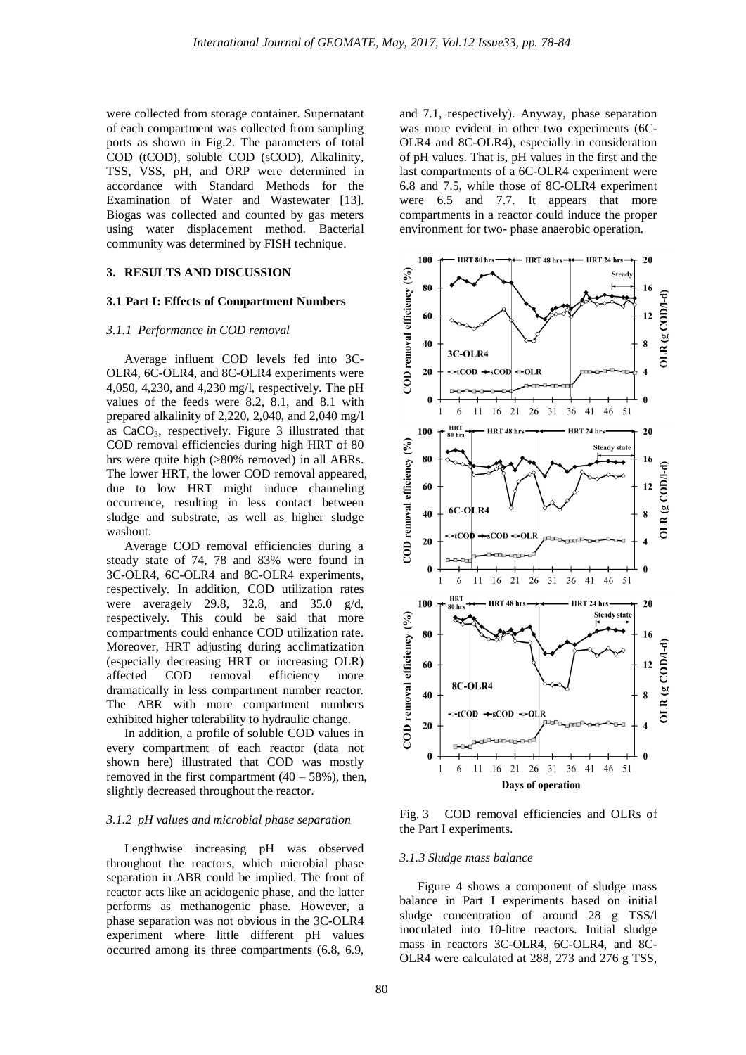were collected from storage container. Supernatant of each compartment was collected from sampling ports as shown in Fig.2. The parameters of total COD (tCOD), soluble COD (sCOD), Alkalinity, TSS, VSS, pH, and ORP were determined in accordance with Standard Methods for the Examination of Water and Wastewater [13]. Biogas was collected and counted by gas meters using water displacement method. Bacterial community was determined by FISH technique.

## 3. RESULTS AND DISCUSSION

### 3.1 Part I: Effects of Compartment Numbers

#### *3.1.1 Performance in COD removal*

Average influent COD levels fed into 3C-OLR4, 6C-OLR4, and 8C-OLR4 experiments were 4,050, 4,230, and 4,230 mg/l, respectively. The pH values of the feeds were 8.2, 8.1, and 8.1 with prepared alkalinity of 2,220, 2,040, and 2,040 mg/l as $CaCO_3$, respectively. Figure 3 illustrated that COD removal efficiencies during high HRT of 80 hrs were quite high (>80% removed) in all ABRs. The lower HRT, the lower COD removal appeared, due to low HRT might induce channeling occurrence, resulting in less contact between sludge and substrate, as well as higher sludge washout.

Average COD removal efficiencies during a steady state of 74, 78 and 83% were found in 3C-OLR4, 6C-OLR4 and 8C-OLR4 experiments, respectively. In addition, COD utilization rates were averagely 29.8, 32.8, and 35.0 g/d, respectively. This could be said that more compartments could enhance COD utilization rate. Moreover, HRT adjusting during acclimatization (especially decreasing HRT or increasing OLR) affected COD removal efficiency more dramatically in less compartment number reactor. The ABR with more compartment numbers exhibited higher tolerability to hydraulic change.

In addition, a profile of soluble COD values in every compartment of each reactor (data not shown here) illustrated that COD was mostly removed in the first compartment (40 – 58%), then, slightly decreased throughout the reactor.

#### *3.1.2 pH values and microbial phase separation*

Lengthwise increasing pH was observed throughout the reactors, which microbial phase separation in ABR could be implied. The front of reactor acts like an acidogenic phase, and the latter performs as methanogenic phase. However, a phase separation was not obvious in the 3C-OLR4 experiment where little different pH values occurred among its three compartments (6.8, 6.9, and 7.1, respectively). Anyway, phase separation was more evident in other two experiments (6C-OLR4 and 8C-OLR4), especially in consideration of pH values. That is, pH values in the first and the last compartments of a 6C-OLR4 experiment were 6.8 and 7.5, while those of 8C-OLR4 experiment were 6.5 and 7.7. It appears that more compartments in a reactor could induce the proper environment for two- phase anaerobic operation.

Fig. 3 COD removal efficiencies and OLRs of the Part I experiments.

#### *3.1.3 Sludge mass balance*

Figure 4 shows a component of sludge mass balance in Part I experiments based on initial sludge concentration of around 28 g TSS/l inoculated into 10-litre reactors. Initial sludge mass in reactors 3C-OLR4, 6C-OLR4, and 8C-OLR4 were calculated at 288, 273 and 276 g TSS,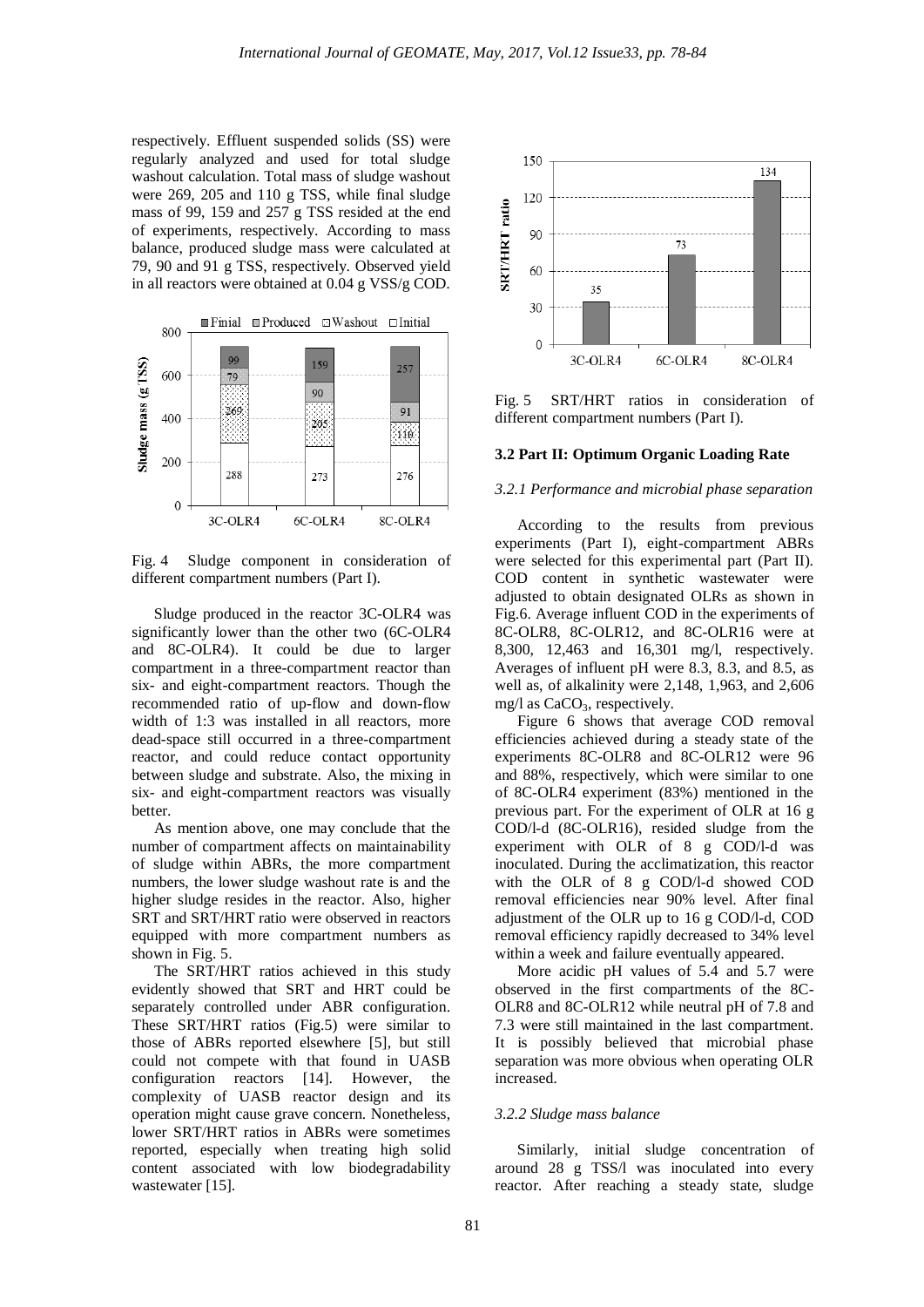respectively. Effluent suspended solids (SS) were regularly analyzed and used for total sludge washout calculation. Total mass of sludge washout were 269, 205 and 110 g TSS, while final sludge mass of 99, 159 and 257 g TSS resided at the end of experiments, respectively. According to mass balance, produced sludge mass were calculated at 79, 90 and 91 g TSS, respectively. Observed yield in all reactors were obtained at 0.04 g VSS/g COD.

Fig. 4 Sludge component in consideration of different compartment numbers (Part I).

Sludge produced in the reactor 3C-OLR4 was significantly lower than the other two (6C-OLR4 and 8C-OLR4). It could be due to larger compartment in a three-compartment reactor than six- and eight-compartment reactors. Though the recommended ratio of up-flow and down-flow width of 1:3 was installed in all reactors, more dead-space still occurred in a three-compartment reactor, and could reduce contact opportunity between sludge and substrate. Also, the mixing in six- and eight-compartment reactors was visually better.

As mention above, one may conclude that the number of compartment affects on maintainability of sludge within ABRs, the more compartment numbers, the lower sludge washout rate is and the higher sludge resides in the reactor. Also, higher SRT and SRT/HRT ratio were observed in reactors equipped with more compartment numbers as shown in Fig. 5.

The SRT/HRT ratios achieved in this study evidently showed that SRT and HRT could be separately controlled under ABR configuration. These SRT/HRT ratios (Fig.5) were similar to those of ABRs reported elsewhere [5], but still could not compete with that found in UASB configuration reactors [14]. However, the complexity of UASB reactor design and its operation might cause grave concern. Nonetheless, lower SRT/HRT ratios in ABRs were sometimes reported, especially when treating high solid content associated with low biodegradability wastewater [15].

Fig. 5 SRT/HRT ratios in consideration of different compartment numbers (Part I).

### 3.2 Part II: Optimum Organic Loading Rate

#### *3.2.1 Performance and microbial phase separation*

According to the results from previous experiments (Part I), eight-compartment ABRs were selected for this experimental part (Part II). COD content in synthetic wastewater were adjusted to obtain designated OLRs as shown in Fig.6. Average influent COD in the experiments of 8C-OLR8, 8C-OLR12, and 8C-OLR16 were at 8,300, 12,463 and 16,301 mg/l, respectively. Averages of influent pH were 8.3, 8.3, and 8.5, as well as, of alkalinity were 2,148, 1,963, and 2,606 mg/l as $CaCO_3$, respectively.

Figure 6 shows that average COD removal efficiencies achieved during a steady state of the experiments 8C-OLR8 and 8C-OLR12 were 96 and 88%, respectively, which were similar to one of 8C-OLR4 experiment (83%) mentioned in the previous part. For the experiment of OLR at 16 g COD/l-d (8C-OLR16), resided sludge from the experiment with OLR of 8 g COD/l-d was inoculated. During the acclimatization, this reactor with the OLR of 8 g COD/l-d showed COD removal efficiencies near 90% level. After final adjustment of the OLR up to 16 g COD/l-d, COD removal efficiency rapidly decreased to 34% level within a week and failure eventually appeared.

More acidic pH values of 5.4 and 5.7 were observed in the first compartments of the 8C-OLR8 and 8C-OLR12 while neutral pH of 7.8 and 7.3 were still maintained in the last compartment. It is possibly believed that microbial phase separation was more obvious when operating OLR increased.

#### *3.2.2 Sludge mass balance*

Similarly, initial sludge concentration of around 28 g TSS/l was inoculated into every reactor. After reaching a steady state, sludge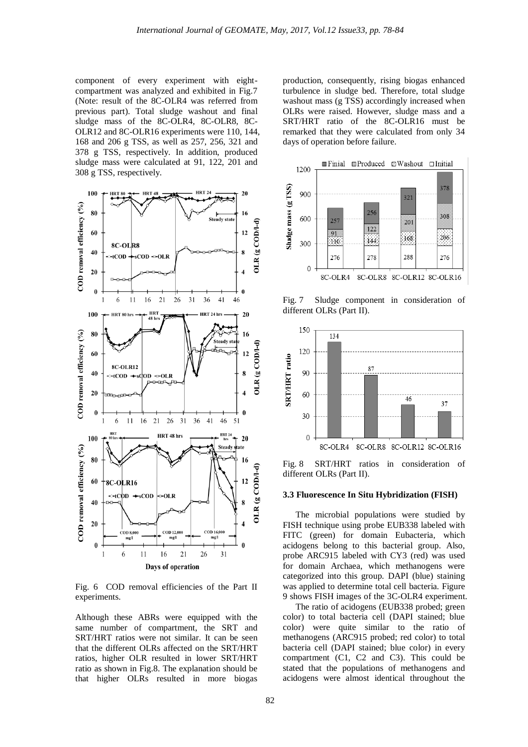component of every experiment with eight-compartment was analyzed and exhibited in Fig.7 (Note: result of the 8C-OLR4 was referred from previous part). Total sludge washout and final sludge mass of the 8C-OLR4, 8C-OLR8, 8C-OLR12 and 8C-OLR16 experiments were 110, 144, 168 and 206 g TSS, as well as 257, 256, 321 and 378 g TSS, respectively. In addition, produced sludge mass were calculated at 91, 122, 201 and 308 g TSS, respectively.

Fig. 6 COD removal efficiencies of the Part II experiments.

Although these ABRs were equipped with the same number of compartment, the SRT and SRT/HRT ratios were not similar. It can be seen that the different OLRs affected on the SRT/HRT ratios, higher OLR resulted in lower SRT/HRT ratio as shown in Fig.8. The explanation should be that higher OLRs resulted in more biogas production, consequently, rising biogas enhanced turbulence in sludge bed. Therefore, total sludge washout mass (g TSS) accordingly increased when OLRs were raised. However, sludge mass and a SRT/HRT ratio of the 8C-OLR16 must be remarked that they were calculated from only 34 days of operation before failure.

Fig. 7 Sludge component in consideration of different OLRs (Part II).

Fig. 8 SRT/HRT ratios in consideration of different OLRs (Part II).

### 3.3 Fluorescence In Situ Hybridization (FISH)

The microbial populations were studied by FISH technique using probe EUB338 labeled with FITC (green) for domain Eubacteria, which acidogens belong to this bacterial group. Also, probe ARC915 labeled with CY3 (red) was used for domain Archaea, which methanogens were categorized into this group. DAPI (blue) staining was applied to determine total cell bacteria. Figure 9 shows FISH images of the 3C-OLR4 experiment.

The ratio of acidogens (EUB338 probed; green color) to total bacteria cell (DAPI stained; blue color) were quite similar to the ratio of methanogens (ARC915 probed; red color) to total bacteria cell (DAPI stained; blue color) in every compartment (C1, C2 and C3). This could be stated that the populations of methanogens and acidogens were almost identical throughout the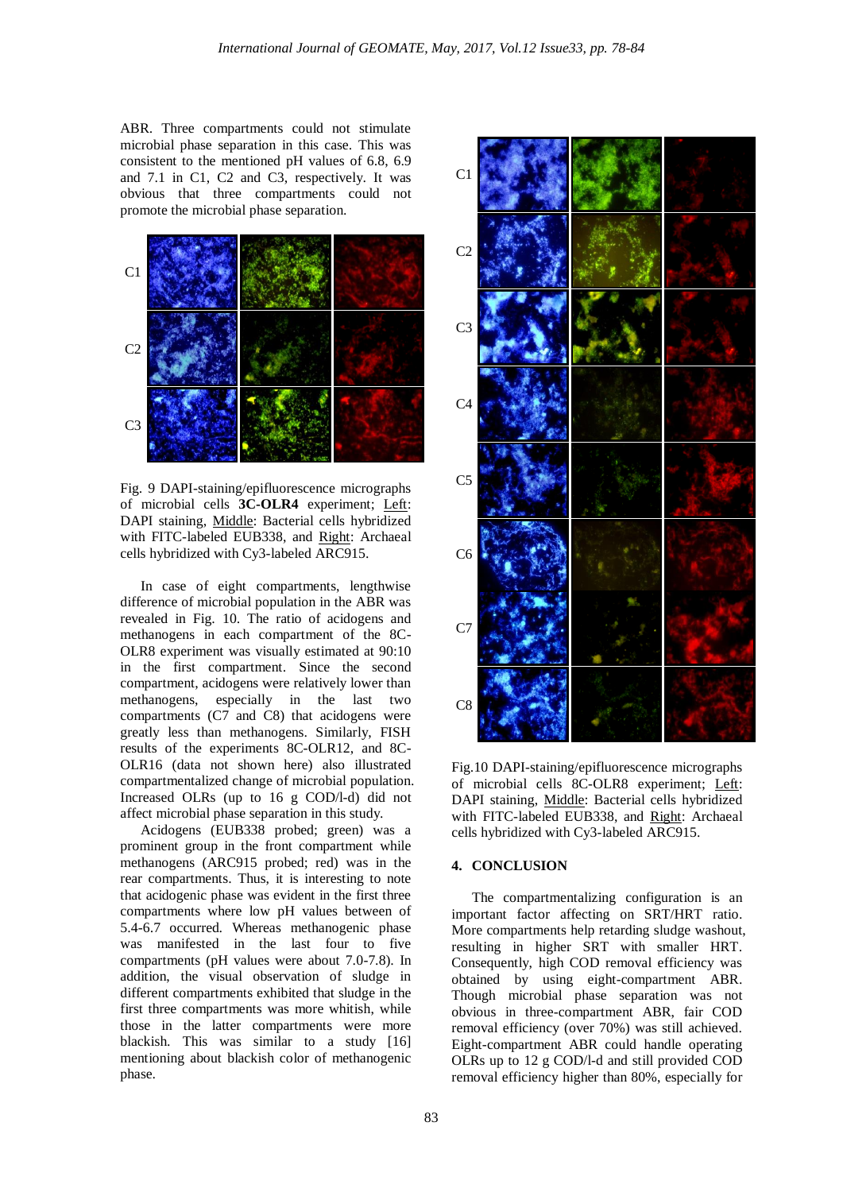ABR. Three compartments could not stimulate microbial phase separation in this case. This was consistent to the mentioned pH values of 6.8, 6.9 and 7.1 in C1, C2 and C3, respectively. It was obvious that three compartments could not promote the microbial phase separation.

Fig. 9 DAPI-staining/epifluorescence micrographs of microbial cells **3C-OLR4** experiment; Left: DAPI staining, Middle: Bacterial cells hybridized with FITC-labeled EUB338, and Right: Archaeal cells hybridized with Cy3-labeled ARC915.

In case of eight compartments, lengthwise difference of microbial population in the ABR was revealed in Fig. 10. The ratio of acidogens and methanogens in each compartment of the 8C-OLR8 experiment was visually estimated at 90:10 in the first compartment. Since the second compartment, acidogens were relatively lower than methanogens, especially in the last two compartments (C7 and C8) that acidogens were greatly less than methanogens. Similarly, FISH results of the experiments 8C-OLR12, and 8C-OLR16 (data not shown here) also illustrated compartmentalized change of microbial population. Increased OLRs (up to 16 g COD/l-d) did not affect microbial phase separation in this study.

Acidogens (EUB338 probed; green) was a prominent group in the front compartment while methanogens (ARC915 probed; red) was in the rear compartments. Thus, it is interesting to note that acidogenic phase was evident in the first three compartments where low pH values between of 5.4-6.7 occurred. Whereas methanogenic phase was manifested in the last four to five compartments (pH values were about 7.0-7.8). In addition, the visual observation of sludge in different compartments exhibited that sludge in the first three compartments was more whitish, while those in the latter compartments were more blackish. This was similar to a study [16] mentioning about blackish color of methanogenic phase.

Fig.10 DAPI-staining/epifluorescence micrographs of microbial cells 8C-OLR8 experiment; Left: DAPI staining, Middle: Bacterial cells hybridized with FITC-labeled EUB338, and Right: Archaeal cells hybridized with Cy3-labeled ARC915.

## 4. CONCLUSION

The compartmentalizing configuration is an important factor affecting on SRT/HRT ratio. More compartments help retarding sludge washout, resulting in higher SRT with smaller HRT. Consequently, high COD removal efficiency was obtained by using eight-compartment ABR. Though microbial phase separation was not obvious in three-compartment ABR, fair COD removal efficiency (over 70%) was still achieved. Eight-compartment ABR could handle operating OLRs up to 12 g COD/l-d and still provided COD removal efficiency higher than 80%, especially for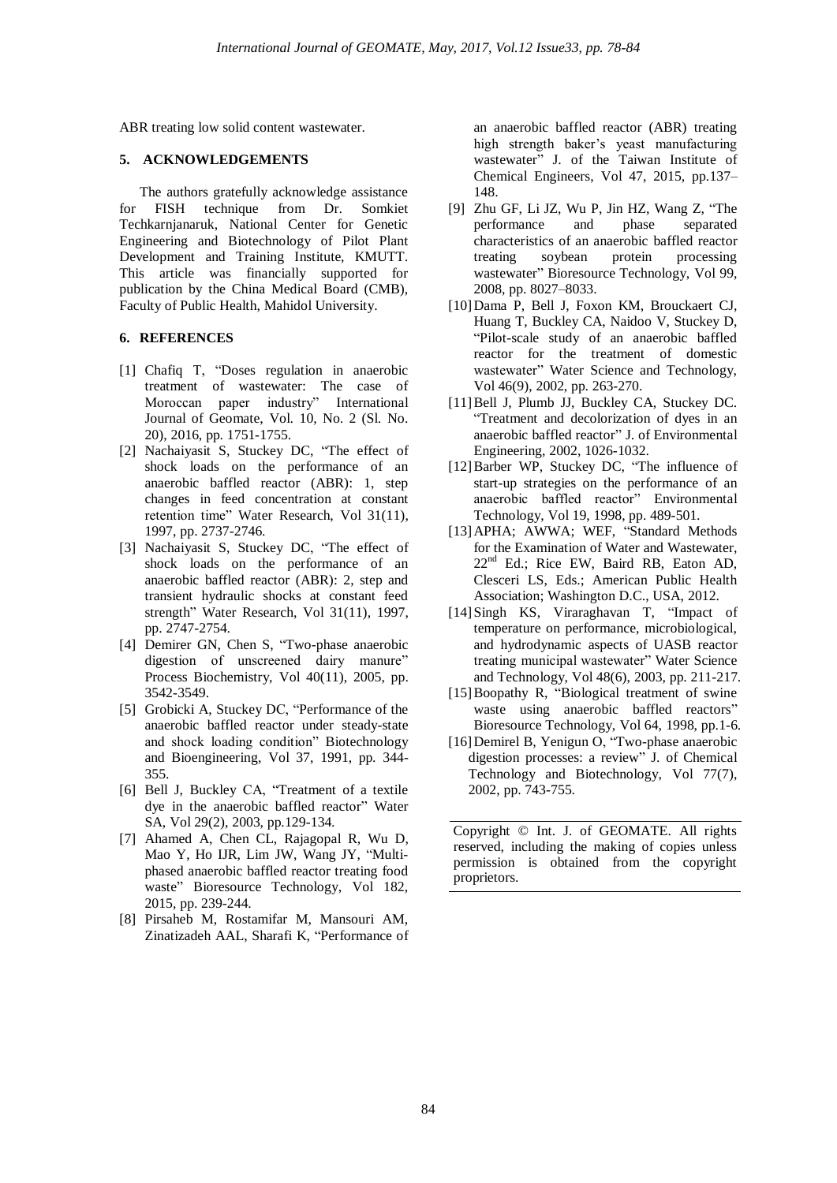ABR treating low solid content wastewater.

## 5. ACKNOWLEDGEMENTS

The authors gratefully acknowledge assistance for FISH technique from Dr. Somkiet Techkarnjanaruk, National Center for Genetic Engineering and Biotechnology of Pilot Plant Development and Training Institute, KMUTT. This article was financially supported for publication by the China Medical Board (CMB), Faculty of Public Health, Mahidol University.

## 6. REFERENCES

[1] Chafiq T, "Doses regulation in anaerobic treatment of wastewater: The case of Moroccan paper industry" International Journal of Geomate, Vol. 10, No. 2 (Sl. No. 20), 2016, pp. 1751-1755.

[2] Nachaiyasit S, Stuckey DC, "The effect of shock loads on the performance of an anaerobic baffled reactor (ABR): 1, step changes in feed concentration at constant retention time" Water Research, Vol 31(11), 1997, pp. 2737-2746.

[3] Nachaiyasit S, Stuckey DC, "The effect of shock loads on the performance of an anaerobic baffled reactor (ABR): 2, step and transient hydraulic shocks at constant feed strength" Water Research, Vol 31(11), 1997, pp. 2747-2754.

[4] Demirer GN, Chen S, "Two-phase anaerobic digestion of unscreened dairy manure" Process Biochemistry, Vol 40(11), 2005, pp. 3542-3549.

[5] Grobicki A, Stuckey DC, "Performance of the anaerobic baffled reactor under steady-state and shock loading condition" Biotechnology and Bioengineering, Vol 37, 1991, pp. 344-355.

[6] Bell J, Buckley CA, "Treatment of a textile dye in the anaerobic baffled reactor" Water SA, Vol 29(2), 2003, pp.129-134.

[7] Ahamed A, Chen CL, Rajagopal R, Wu D, Mao Y, Ho IJR, Lim JW, Wang JY, "Multi-phased anaerobic baffled reactor treating food waste" Bioresource Technology, Vol 182, 2015, pp. 239-244.

[8] Pirsaheb M, Rostamifar M, Mansouri AM, Zinatizadeh AAL, Sharafi K, "Performance of an anaerobic baffled reactor (ABR) treating high strength baker's yeast manufacturing wastewater" J. of the Taiwan Institute of Chemical Engineers, Vol 47, 2015, pp.137–148.

[9] Zhu GF, Li JZ, Wu P, Jin HZ, Wang Z, "The performance and phase separated characteristics of an anaerobic baffled reactor treating soybean protein processing wastewater" Bioresource Technology, Vol 99, 2008, pp. 8027–8033.

[10] Dama P, Bell J, Foxon KM, Brouckaert CJ, Huang T, Buckley CA, Naidoo V, Stuckey D, "Pilot-scale study of an anaerobic baffled reactor for the treatment of domestic wastewater" Water Science and Technology, Vol 46(9), 2002, pp. 263-270.

[11] Bell J, Plumb JJ, Buckley CA, Stuckey DC. "Treatment and decolorization of dyes in an anaerobic baffled reactor" J. of Environmental Engineering, 2002, 1026-1032.

[12] Barber WP, Stuckey DC, "The influence of start-up strategies on the performance of an anaerobic baffled reactor" Environmental Technology, Vol 19, 1998, pp. 489-501.

[13] APHA; AWWA; WEF, "Standard Methods for the Examination of Water and Wastewater, 22nd Ed.; Rice EW, Baird RB, Eaton AD, Clesceri LS, Eds.; American Public Health Association; Washington D.C., USA, 2012.

[14] Singh KS, Viraraghavan T, "Impact of temperature on performance, microbiological, and hydrodynamic aspects of UASB reactor treating municipal wastewater" Water Science and Technology, Vol 48(6), 2003, pp. 211-217.

[15] Boopathy R, "Biological treatment of swine waste using anaerobic baffled reactors" Bioresource Technology, Vol 64, 1998, pp.1-6.

[16] Demirel B, Yenigun O, "Two-phase anaerobic digestion processes: a review" J. of Chemical Technology and Biotechnology, Vol 77(7), 2002, pp. 743-755.

Copyright © Int. J. of GEOMATE. All rights reserved, including the making of copies unless permission is obtained from the copyright proprietors.